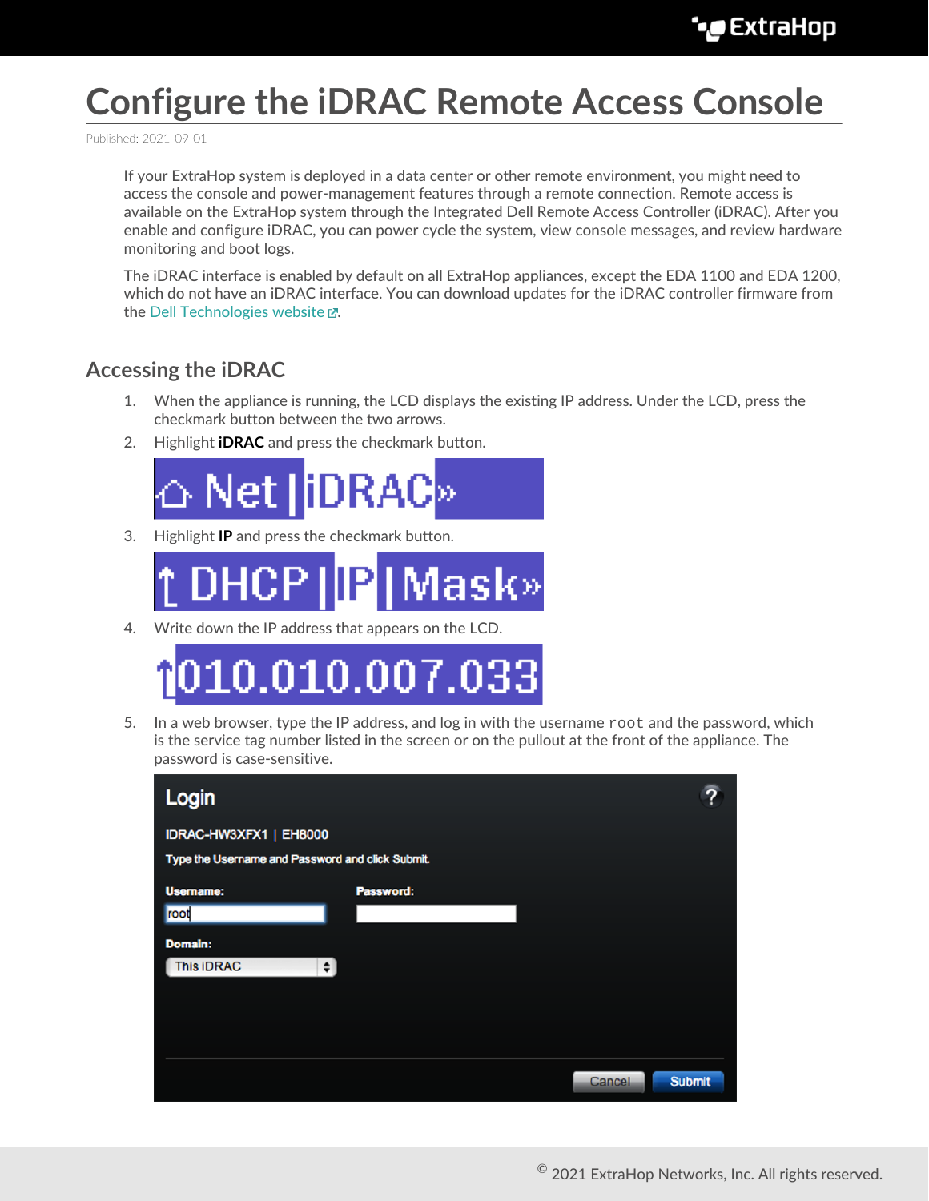# Configure the iDRAC Remote Access Console

Published: 2021-09-01

If your ExtraHop system is deployed in a data center or other remote environment, you might need to access the console and power-management features through a remote connection. Remote access is available on the ExtraHop system through the Integrated Dell Remote Access Controller (iDRAC). After you enable and configure iDRAC, you can power cycle the system, view console messages, and review hardware monitoring and boot logs.

The iDRAC interface is enabled by default on all ExtraHop appliances, except the EDA 1100 and EDA 1200, which do not have an iDRAC interface. You can download updates for the iDRAC controller firmware from the Dell Technologies website.

## Accessing the iDRAC

1. When the appliance is running, the LCD displays the existing IP address. Under the LCD, press the checkmark button between the two arrows.
2. Highlight **iDRAC** and press the checkmark button.
3. Highlight **IP** and press the checkmark button.
4. Write down the IP address that appears on the LCD.
5. In a web browser, type the IP address, and log in with the username `root` and the password, which is the service tag number listed in the screen or on the pullout at the front of the appliance. The password is case-sensitive.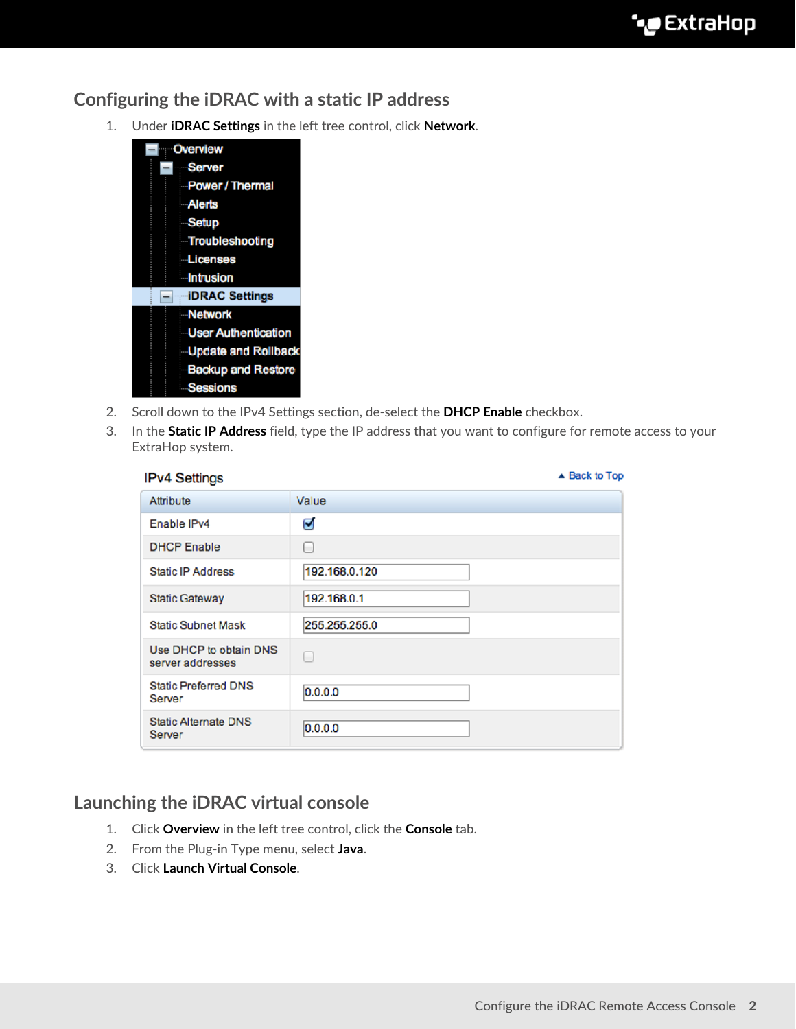## Configuring the iDRAC with a static IP address

1. Under **iDRAC Settings** in the left tree control, click **Network**.

   - Overview
     - Server
       - Power / Thermal
       - Alerts
       - Setup
       - Troubleshooting
       - Licenses
       - Intrusion
     - iDRAC Settings
       - Network
       - User Authentication
       - Update and Rollback
       - Backup and Restore
       - Sessions

2. Scroll down to the IPv4 Settings section, de-select the **DHCP Enable** checkbox.
3. In the **Static IP Address** field, type the IP address that you want to configure for remote access to your ExtraHop system.

**IPv4 Settings**

▲ Back to Top

| Attribute | Value |
| --- | --- |
| Enable IPv4 | ☑ |
| DHCP Enable | ☐ |
| Static IP Address | 192.168.0.120 |
| Static Gateway | 192.168.0.1 |
| Static Subnet Mask | 255.255.255.0 |
| Use DHCP to obtain DNS server addresses | ☐ |
| Static Preferred DNS Server | 0.0.0.0 |
| Static Alternate DNS Server | 0.0.0.0 |

## Launching the iDRAC virtual console

1. Click **Overview** in the left tree control, click the **Console** tab.
2. From the Plug-in Type menu, select **Java**.
3. Click **Launch Virtual Console**.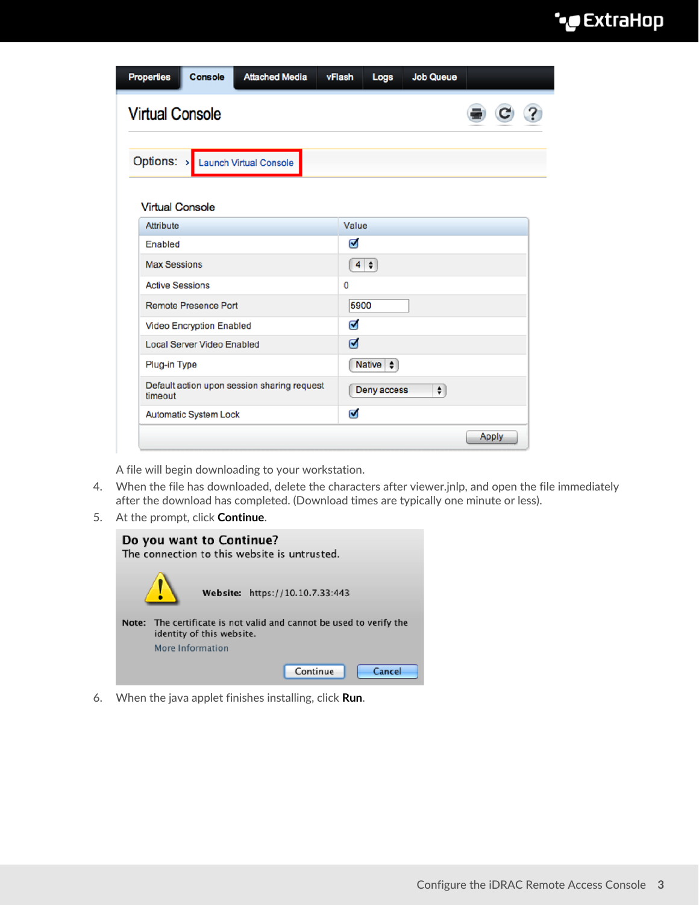A file will begin downloading to your workstation.

4. When the file has downloaded, delete the characters after viewer.jnlp, and open the file immediately after the download has completed. (Download times are typically one minute or less).
5. At the prompt, click **Continue**.
6. When the java applet finishes installing, click **Run**.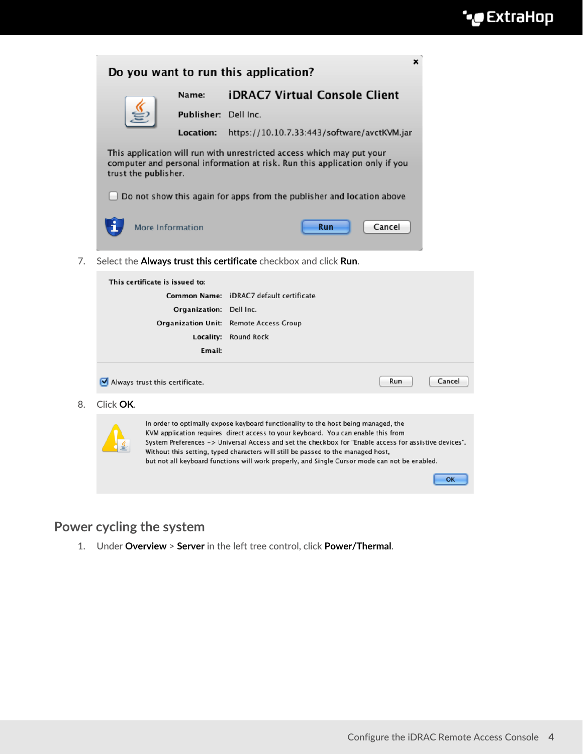7. Select the **Always trust this certificate** checkbox and click **Run**.

8. Click **OK**.

## Power cycling the system

1. Under **Overview** > **Server** in the left tree control, click **Power/Thermal**.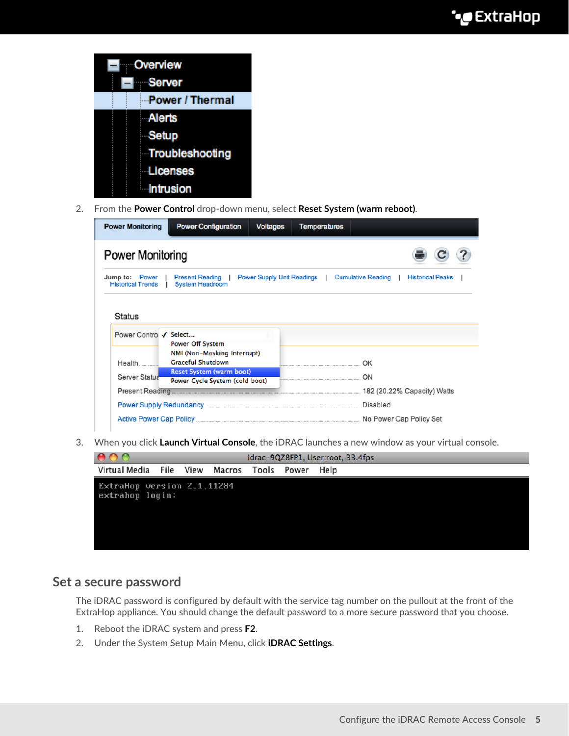2. From the **Power Control** drop-down menu, select **Reset System (warm reboot)**.

3. When you click **Launch Virtual Console**, the iDRAC launches a new window as your virtual console.

## Set a secure password

The iDRAC password is configured by default with the service tag number on the pullout at the front of the ExtraHop appliance. You should change the default password to a more secure password that you choose.

1. Reboot the iDRAC system and press **F2**.
2. Under the System Setup Main Menu, click **iDRAC Settings**.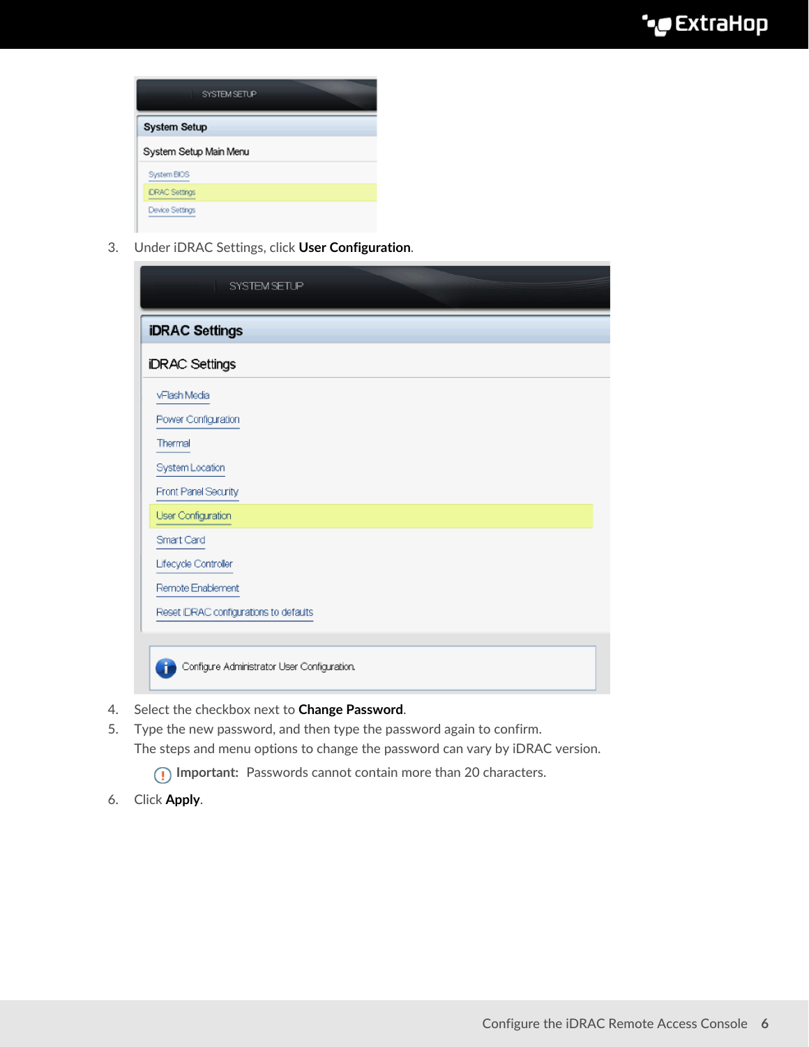3. Under iDRAC Settings, click **User Configuration**.

4. Select the checkbox next to **Change Password**.
5. Type the new password, and then type the password again to confirm.

   The steps and menu options to change the password can vary by iDRAC version.

   **Important:** Passwords cannot contain more than 20 characters.
6. Click **Apply**.